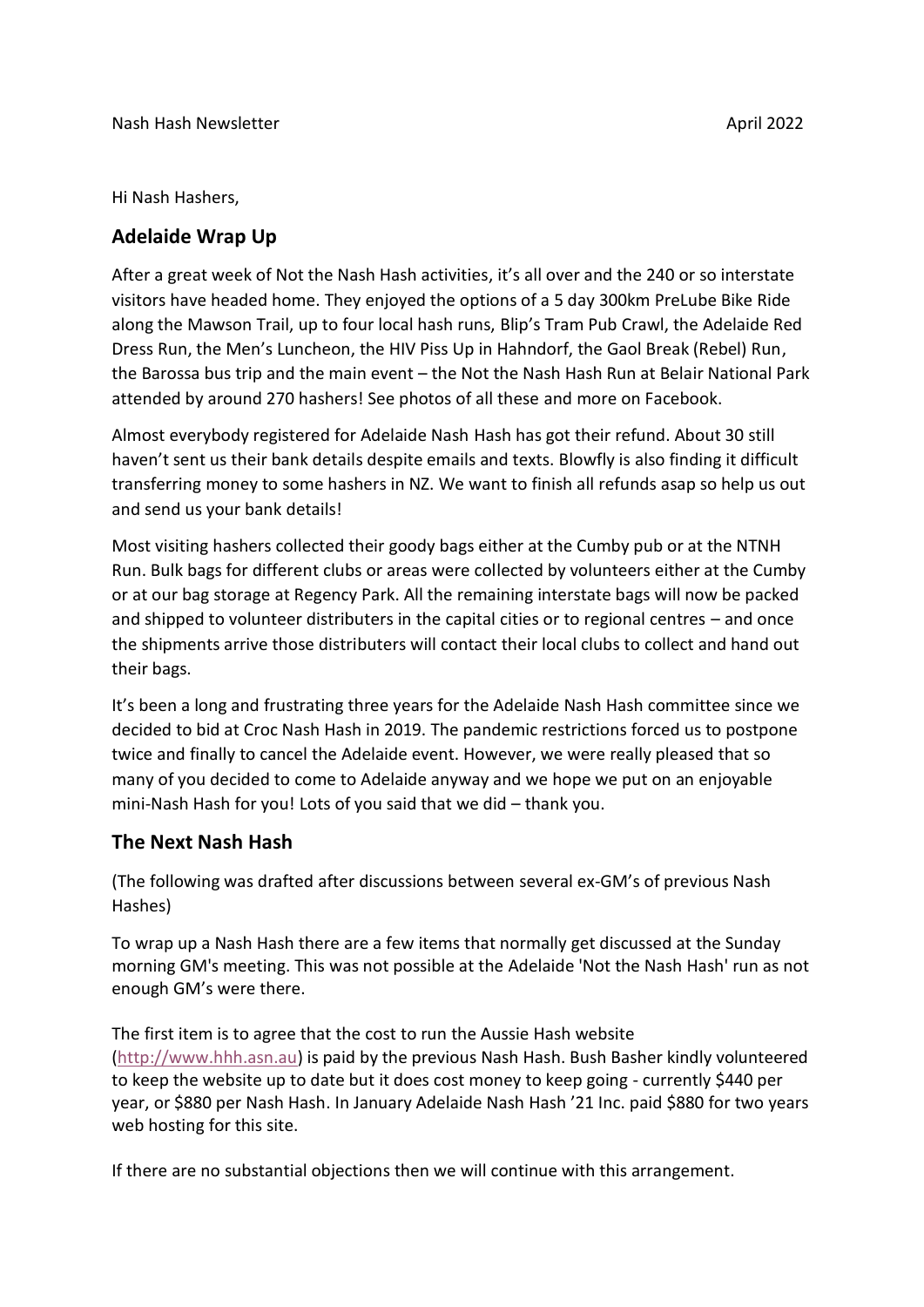Nash Hash Newsletter April 2022

Hi Nash Hashers,

## Adelaide Wrap Up

After a great week of Not the Nash Hash activities, it's all over and the 240 or so interstate visitors have headed home. They enjoyed the options of a 5 day 300km PreLube Bike Ride along the Mawson Trail, up to four local hash runs, Blip's Tram Pub Crawl, the Adelaide Red Dress Run, the Men's Luncheon, the HIV Piss Up in Hahndorf, the Gaol Break (Rebel) Run, the Barossa bus trip and the main event – the Not the Nash Hash Run at Belair National Park attended by around 270 hashers! See photos of all these and more on Facebook.

Almost everybody registered for Adelaide Nash Hash has got their refund. About 30 still haven't sent us their bank details despite emails and texts. Blowfly is also finding it difficult transferring money to some hashers in NZ. We want to finish all refunds asap so help us out and send us your bank details!

Most visiting hashers collected their goody bags either at the Cumby pub or at the NTNH Run. Bulk bags for different clubs or areas were collected by volunteers either at the Cumby or at our bag storage at Regency Park. All the remaining interstate bags will now be packed and shipped to volunteer distributers in the capital cities or to regional centres – and once the shipments arrive those distributers will contact their local clubs to collect and hand out their bags.

It's been a long and frustrating three years for the Adelaide Nash Hash committee since we decided to bid at Croc Nash Hash in 2019. The pandemic restrictions forced us to postpone twice and finally to cancel the Adelaide event. However, we were really pleased that so many of you decided to come to Adelaide anyway and we hope we put on an enjoyable mini-Nash Hash for you! Lots of you said that we did – thank you.

## The Next Nash Hash

(The following was drafted after discussions between several ex-GM's of previous Nash Hashes)

To wrap up a Nash Hash there are a few items that normally get discussed at the Sunday morning GM's meeting. This was not possible at the Adelaide 'Not the Nash Hash' run as not enough GM's were there.

The first item is to agree that the cost to run the Aussie Hash website (http://www.hhh.asn.au) is paid by the previous Nash Hash. Bush Basher kindly volunteered to keep the website up to date but it does cost money to keep going - currently $440 per year, or $880 per Nash Hash. In January Adelaide Nash Hash '21 Inc. paid $880 for two years web hosting for this site.

If there are no substantial objections then we will continue with this arrangement.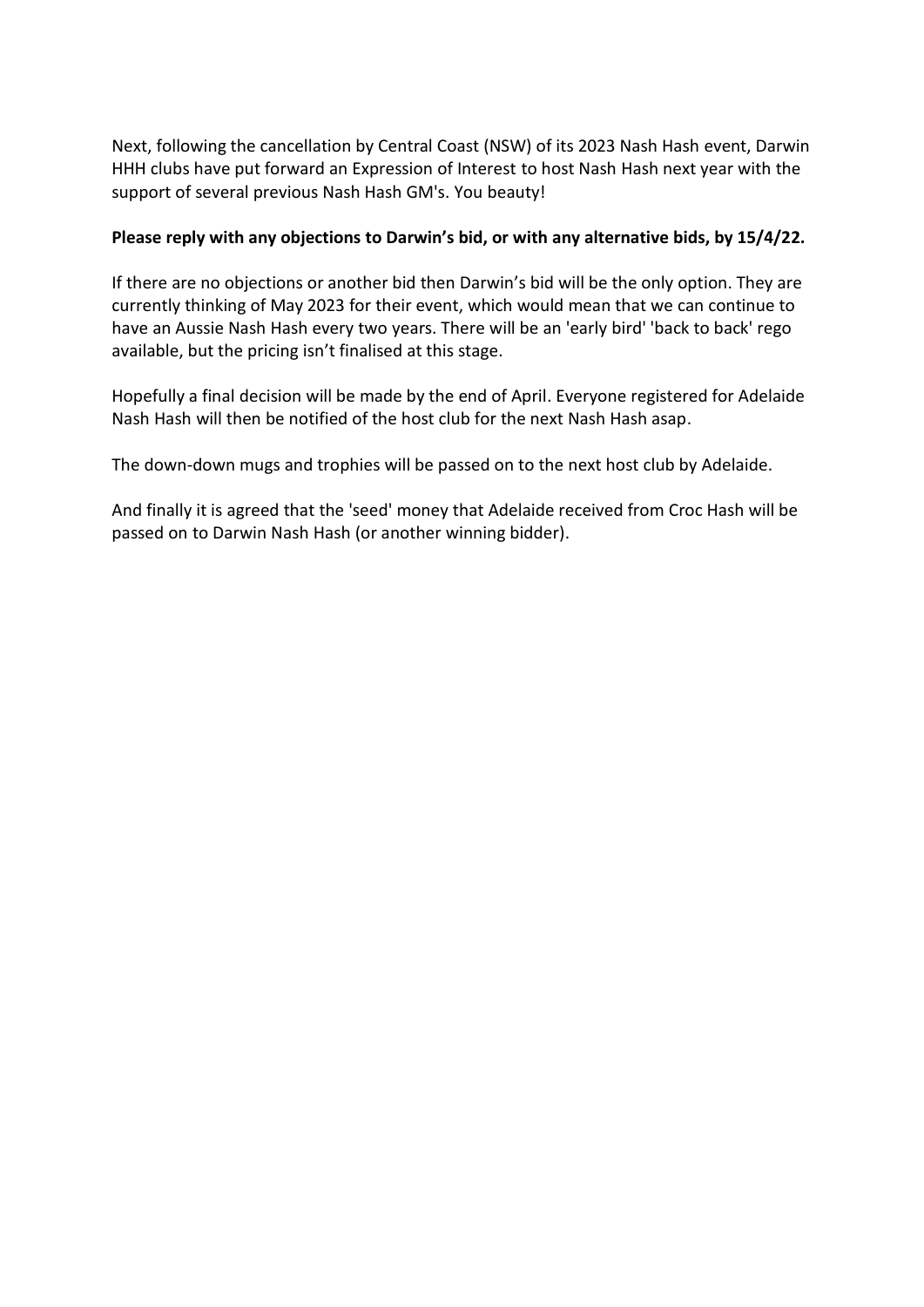Next, following the cancellation by Central Coast (NSW) of its 2023 Nash Hash event, Darwin HHH clubs have put forward an Expression of Interest to host Nash Hash next year with the support of several previous Nash Hash GM's. You beauty!

**Please reply with any objections to Darwin's bid, or with any alternative bids, by 15/4/22.**

If there are no objections or another bid then Darwin's bid will be the only option. They are currently thinking of May 2023 for their event, which would mean that we can continue to have an Aussie Nash Hash every two years. There will be an 'early bird' 'back to back' rego available, but the pricing isn't finalised at this stage.

Hopefully a final decision will be made by the end of April. Everyone registered for Adelaide Nash Hash will then be notified of the host club for the next Nash Hash asap.

The down-down mugs and trophies will be passed on to the next host club by Adelaide.

And finally it is agreed that the 'seed' money that Adelaide received from Croc Hash will be passed on to Darwin Nash Hash (or another winning bidder).